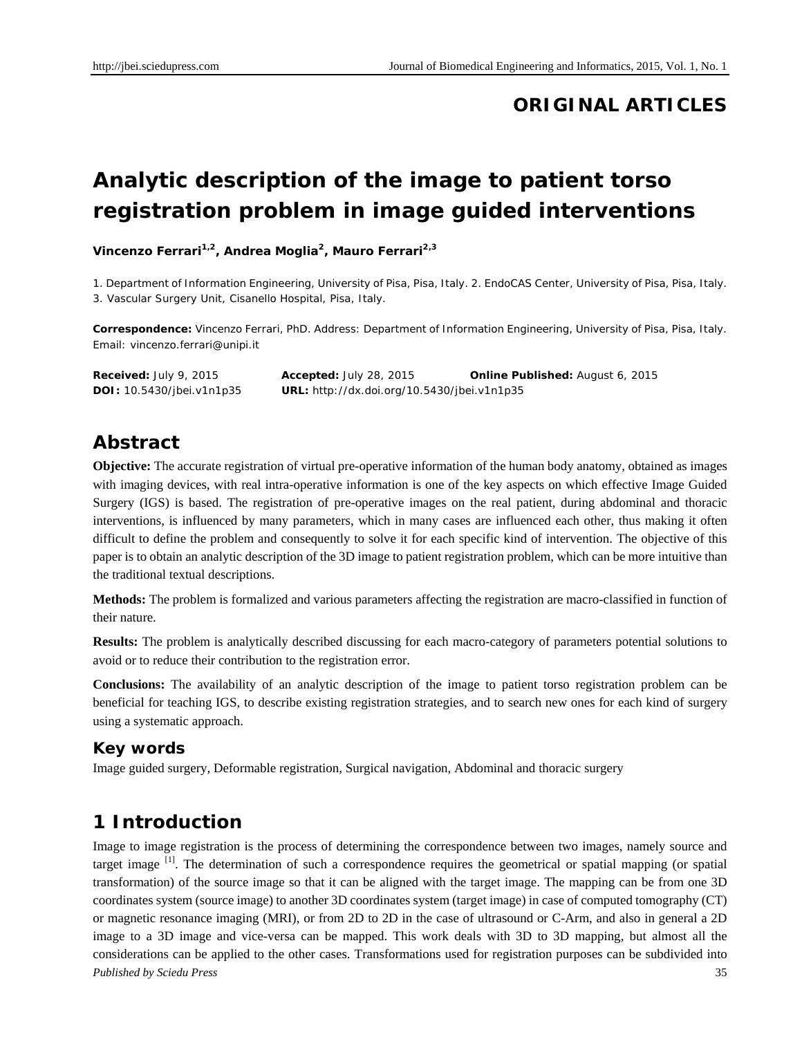**ORIGINAL ARTICLES**

# Analytic description of the image to patient torso registration problem in image guided interventions

**Vincenzo Ferrari[1,2], Andrea Moglia[2], Mauro Ferrari[2,3]**

1. Department of Information Engineering, University of Pisa, Pisa, Italy. 2. EndoCAS Center, University of Pisa, Pisa, Italy. 3. Vascular Surgery Unit, Cisanello Hospital, Pisa, Italy.

**Correspondence:** Vincenzo Ferrari, PhD. Address: Department of Information Engineering, University of Pisa, Pisa, Italy. Email: vincenzo.ferrari@unipi.it

**Received:** July 9, 2015 **Accepted:** July 28, 2015 **Online Published:** August 6, 2015
**DOI:** 10.5430/jbei.v1n1p35 **URL:** http://dx.doi.org/10.5430/jbei.v1n1p35

## Abstract

**Objective:** The accurate registration of virtual pre-operative information of the human body anatomy, obtained as images with imaging devices, with real intra-operative information is one of the key aspects on which effective Image Guided Surgery (IGS) is based. The registration of pre-operative images on the real patient, during abdominal and thoracic interventions, is influenced by many parameters, which in many cases are influenced each other, thus making it often difficult to define the problem and consequently to solve it for each specific kind of intervention. The objective of this paper is to obtain an analytic description of the 3D image to patient registration problem, which can be more intuitive than the traditional textual descriptions.

**Methods:** The problem is formalized and various parameters affecting the registration are macro-classified in function of their nature.

**Results:** The problem is analytically described discussing for each macro-category of parameters potential solutions to avoid or to reduce their contribution to the registration error.

**Conclusions:** The availability of an analytic description of the image to patient torso registration problem can be beneficial for teaching IGS, to describe existing registration strategies, and to search new ones for each kind of surgery using a systematic approach.

### Key words

Image guided surgery, Deformable registration, Surgical navigation, Abdominal and thoracic surgery

## 1 Introduction

Image to image registration is the process of determining the correspondence between two images, namely source and target image [1]. The determination of such a correspondence requires the geometrical or spatial mapping (or spatial transformation) of the source image so that it can be aligned with the target image. The mapping can be from one 3D coordinates system (source image) to another 3D coordinates system (target image) in case of computed tomography (CT) or magnetic resonance imaging (MRI), or from 2D to 2D in the case of ultrasound or C-Arm, and also in general a 2D image to a 3D image and vice-versa can be mapped. This work deals with 3D to 3D mapping, but almost all the considerations can be applied to the other cases. Transformations used for registration purposes can be subdivided into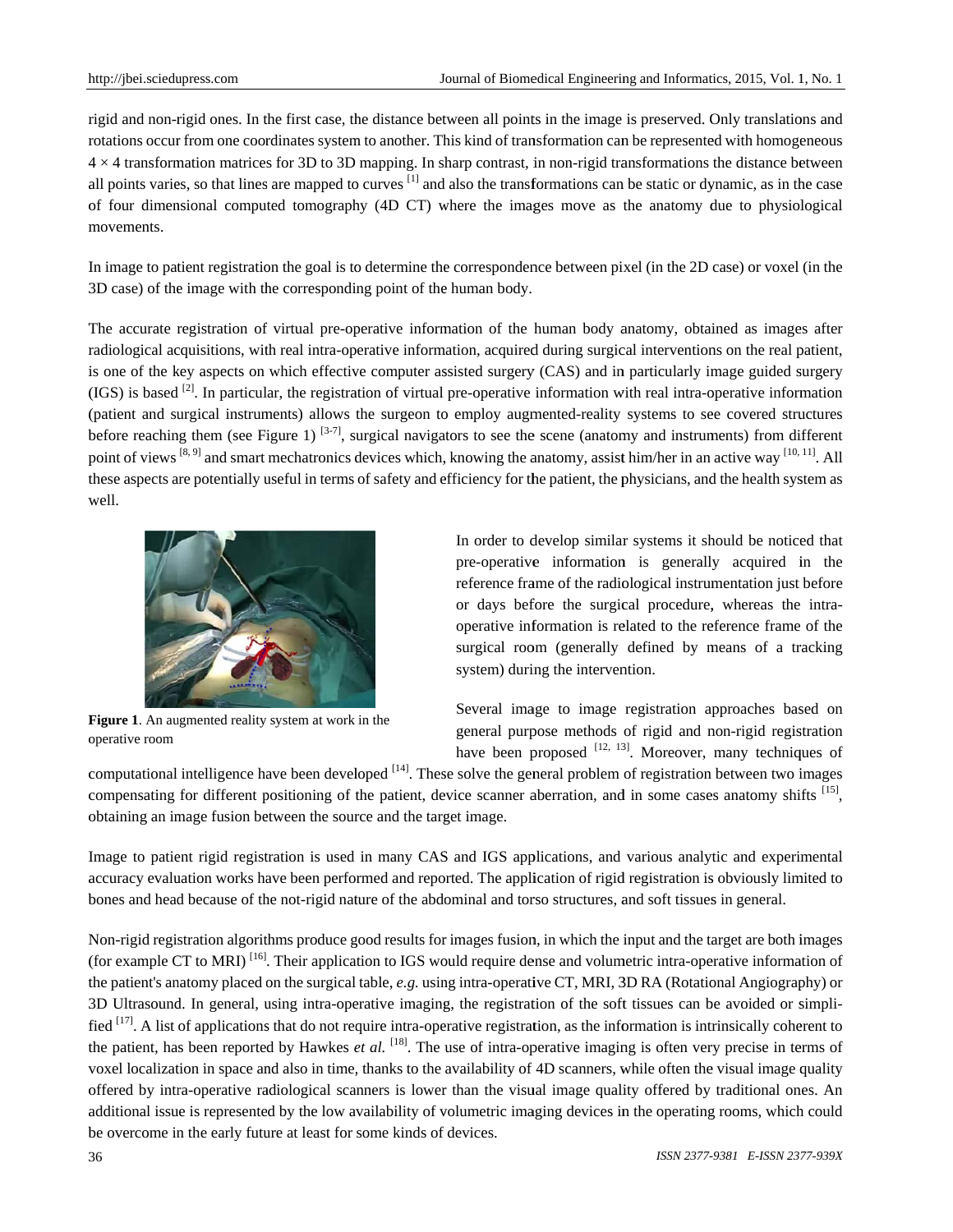rigid and non-rigid ones. In the first case, the distance between all points in the image is preserved. Only translations and rotations occur from one coordinates system to another. This kind of transformation can be represented with homogeneous $4 \times 4$ transformation matrices for 3D to 3D mapping. In sharp contrast, in non-rigid transformations the distance between all points varies, so that lines are mapped to curves [1] and also the transformations can be static or dynamic, as in the case of four dimensional computed tomography (4D CT) where the images move as the anatomy due to physiological movements.

In image to patient registration the goal is to determine the correspondence between pixel (in the 2D case) or voxel (in the 3D case) of the image with the corresponding point of the human body.

The accurate registration of virtual pre-operative information of the human body anatomy, obtained as images after radiological acquisitions, with real intra-operative information, acquired during surgical interventions on the real patient, is one of the key aspects on which effective computer assisted surgery (CAS) and in particularly image guided surgery (IGS) is based [2]. In particular, the registration of virtual pre-operative information with real intra-operative information (patient and surgical instruments) allows the surgeon to employ augmented-reality systems to see covered structures before reaching them (see Figure 1) [3-7], surgical navigators to see the scene (anatomy and instruments) from different point of views [8, 9] and smart mechatronics devices which, knowing the anatomy, assist him/her in an active way [10, 11]. All these aspects are potentially useful in terms of safety and efficiency for the patient, the physicians, and the health system as well.

**Figure 1**. An augmented reality system at work in the operative room

In order to develop similar systems it should be noticed that pre-operative information is generally acquired in the reference frame of the radiological instrumentation just before or days before the surgical procedure, whereas the intra-operative information is related to the reference frame of the surgical room (generally defined by means of a tracking system) during the intervention.

Several image to image registration approaches based on general purpose methods of rigid and non-rigid registration have been proposed [12, 13]. Moreover, many techniques of computational intelligence have been developed [14]. These solve the general problem of registration between two images compensating for different positioning of the patient, device scanner aberration, and in some cases anatomy shifts [15], obtaining an image fusion between the source and the target image.

Image to patient rigid registration is used in many CAS and IGS applications, and various analytic and experimental accuracy evaluation works have been performed and reported. The application of rigid registration is obviously limited to bones and head because of the not-rigid nature of the abdominal and torso structures, and soft tissues in general.

Non-rigid registration algorithms produce good results for images fusion, in which the input and the target are both images (for example CT to MRI) [16]. Their application to IGS would require dense and volumetric intra-operative information of the patient's anatomy placed on the surgical table, *e.g.* using intra-operative CT, MRI, 3D RA (Rotational Angiography) or 3D Ultrasound. In general, using intra-operative imaging, the registration of the soft tissues can be avoided or simplified [17]. A list of applications that do not require intra-operative registration, as the information is intrinsically coherent to the patient, has been reported by Hawkes *et al.* [18]. The use of intra-operative imaging is often very precise in terms of voxel localization in space and also in time, thanks to the availability of 4D scanners, while often the visual image quality offered by intra-operative radiological scanners is lower than the visual image quality offered by traditional ones. An additional issue is represented by the low availability of volumetric imaging devices in the operating rooms, which could be overcome in the early future at least for some kinds of devices.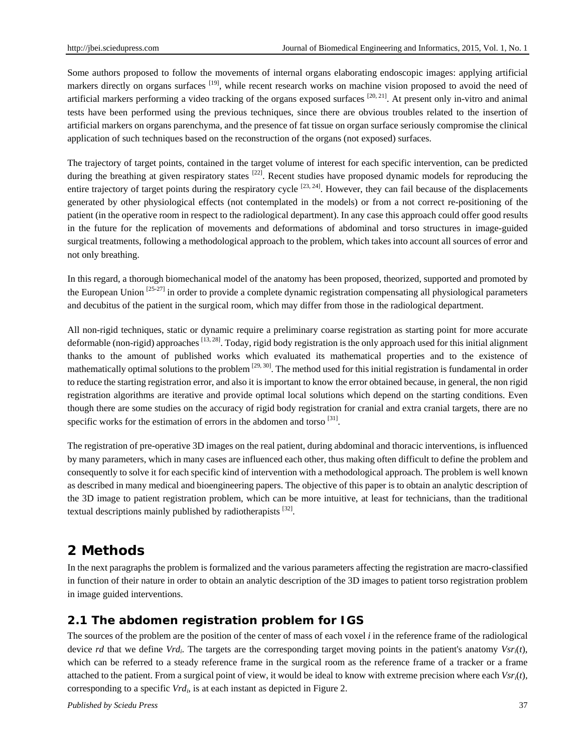Some authors proposed to follow the movements of internal organs elaborating endoscopic images: applying artificial markers directly on organs surfaces [19], while recent research works on machine vision proposed to avoid the need of artificial markers performing a video tracking of the organs exposed surfaces [20, 21]. At present only in-vitro and animal tests have been performed using the previous techniques, since there are obvious troubles related to the insertion of artificial markers on organs parenchyma, and the presence of fat tissue on organ surface seriously compromise the clinical application of such techniques based on the reconstruction of the organs (not exposed) surfaces.

The trajectory of target points, contained in the target volume of interest for each specific intervention, can be predicted during the breathing at given respiratory states [22]. Recent studies have proposed dynamic models for reproducing the entire trajectory of target points during the respiratory cycle [23, 24]. However, they can fail because of the displacements generated by other physiological effects (not contemplated in the models) or from a not correct re-positioning of the patient (in the operative room in respect to the radiological department). In any case this approach could offer good results in the future for the replication of movements and deformations of abdominal and torso structures in image-guided surgical treatments, following a methodological approach to the problem, which takes into account all sources of error and not only breathing.

In this regard, a thorough biomechanical model of the anatomy has been proposed, theorized, supported and promoted by the European Union [25-27] in order to provide a complete dynamic registration compensating all physiological parameters and decubitus of the patient in the surgical room, which may differ from those in the radiological department.

All non-rigid techniques, static or dynamic require a preliminary coarse registration as starting point for more accurate deformable (non-rigid) approaches [13, 28]. Today, rigid body registration is the only approach used for this initial alignment thanks to the amount of published works which evaluated its mathematical properties and to the existence of mathematically optimal solutions to the problem [29, 30]. The method used for this initial registration is fundamental in order to reduce the starting registration error, and also it is important to know the error obtained because, in general, the non rigid registration algorithms are iterative and provide optimal local solutions which depend on the starting conditions. Even though there are some studies on the accuracy of rigid body registration for cranial and extra cranial targets, there are no specific works for the estimation of errors in the abdomen and torso [31].

The registration of pre-operative 3D images on the real patient, during abdominal and thoracic interventions, is influenced by many parameters, which in many cases are influenced each other, thus making often difficult to define the problem and consequently to solve it for each specific kind of intervention with a methodological approach. The problem is well known as described in many medical and bioengineering papers. The objective of this paper is to obtain an analytic description of the 3D image to patient registration problem, which can be more intuitive, at least for technicians, than the traditional textual descriptions mainly published by radiotherapists [32].

# 2 Methods

In the next paragraphs the problem is formalized and the various parameters affecting the registration are macro-classified in function of their nature in order to obtain an analytic description of the 3D images to patient torso registration problem in image guided interventions.

## 2.1 The abdomen registration problem for IGS

The sources of the problem are the position of the center of mass of each voxel $i$ in the reference frame of the radiological device $rd$ that we define $Vrd_i$. The targets are the corresponding target moving points in the patient's anatomy $Vsr_i(t)$, which can be referred to a steady reference frame in the surgical room as the reference frame of a tracker or a frame attached to the patient. From a surgical point of view, it would be ideal to know with extreme precision where each $Vsr_i(t)$, corresponding to a specific $Vrd_i$, is at each instant as depicted in Figure 2.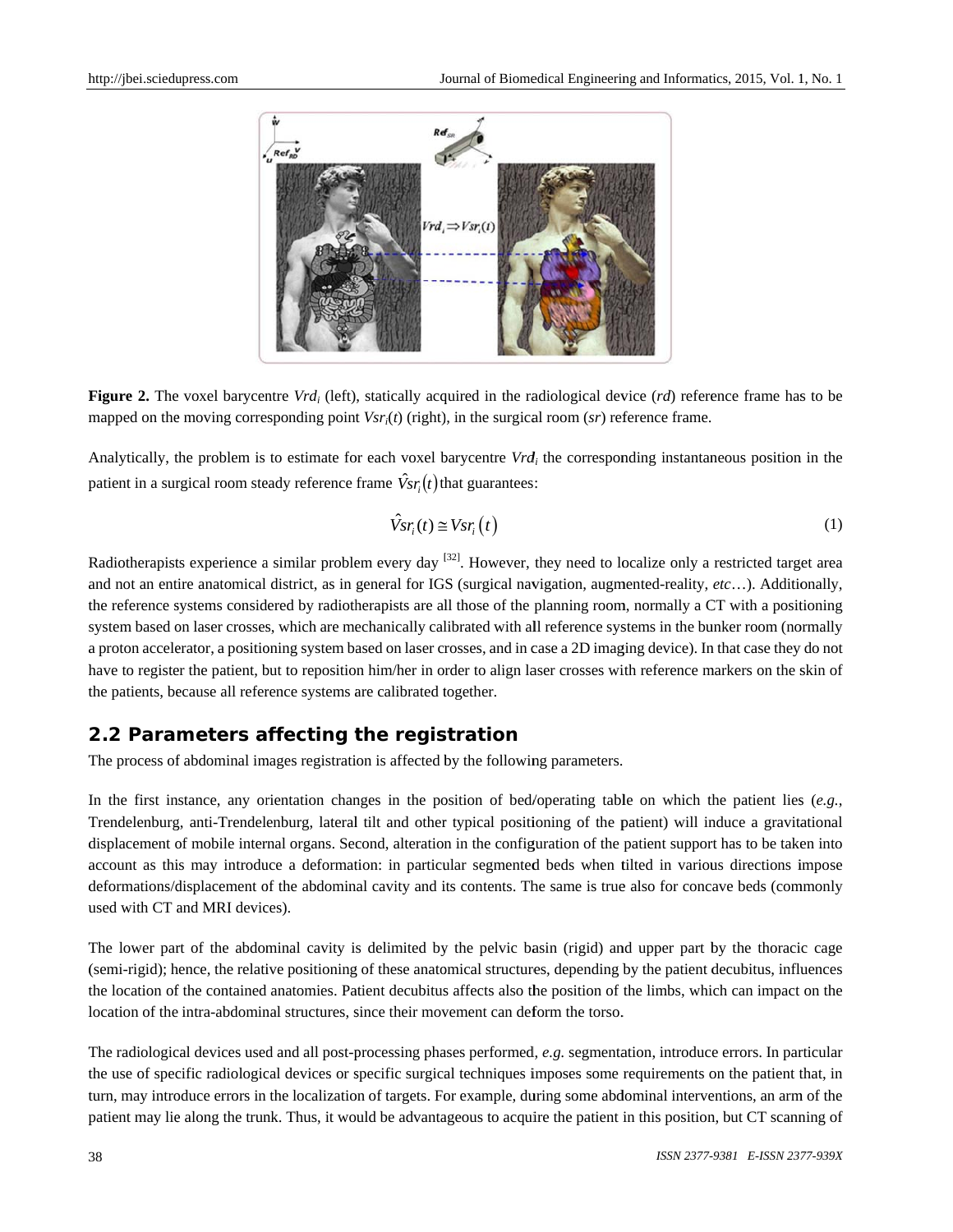**Figure 2.** The voxel barycentre $Vrd_i$ (left), statically acquired in the radiological device (*rd*) reference frame has to be mapped on the moving corresponding point $Vsr_i(t)$ (right), in the surgical room (*sr*) reference frame.

Analytically, the problem is to estimate for each voxel barycentre $Vrd_i$ the corresponding instantaneous position in the patient in a surgical room steady reference frame $\hat{V}sr_i(t)$ that guarantees:

$$\hat{V}sr_i(t) \cong Vsr_i(t) \tag{1}$$

Radiotherapists experience a similar problem every day [32]. However, they need to localize only a restricted target area and not an entire anatomical district, as in general for IGS (surgical navigation, augmented-reality, *etc*…). Additionally, the reference systems considered by radiotherapists are all those of the planning room, normally a CT with a positioning system based on laser crosses, which are mechanically calibrated with all reference systems in the bunker room (normally a proton accelerator, a positioning system based on laser crosses, and in case a 2D imaging device). In that case they do not have to register the patient, but to reposition him/her in order to align laser crosses with reference markers on the skin of the patients, because all reference systems are calibrated together.

## 2.2 Parameters affecting the registration

The process of abdominal images registration is affected by the following parameters.

In the first instance, any orientation changes in the position of bed/operating table on which the patient lies (*e.g.*, Trendelenburg, anti-Trendelenburg, lateral tilt and other typical positioning of the patient) will induce a gravitational displacement of mobile internal organs. Second, alteration in the configuration of the patient support has to be taken into account as this may introduce a deformation: in particular segmented beds when tilted in various directions impose deformations/displacement of the abdominal cavity and its contents. The same is true also for concave beds (commonly used with CT and MRI devices).

The lower part of the abdominal cavity is delimited by the pelvic basin (rigid) and upper part by the thoracic cage (semi-rigid); hence, the relative positioning of these anatomical structures, depending by the patient decubitus, influences the location of the contained anatomies. Patient decubitus affects also the position of the limbs, which can impact on the location of the intra-abdominal structures, since their movement can deform the torso.

The radiological devices used and all post-processing phases performed, *e.g.* segmentation, introduce errors. In particular the use of specific radiological devices or specific surgical techniques imposes some requirements on the patient that, in turn, may introduce errors in the localization of targets. For example, during some abdominal interventions, an arm of the patient may lie along the trunk. Thus, it would be advantageous to acquire the patient in this position, but CT scanning of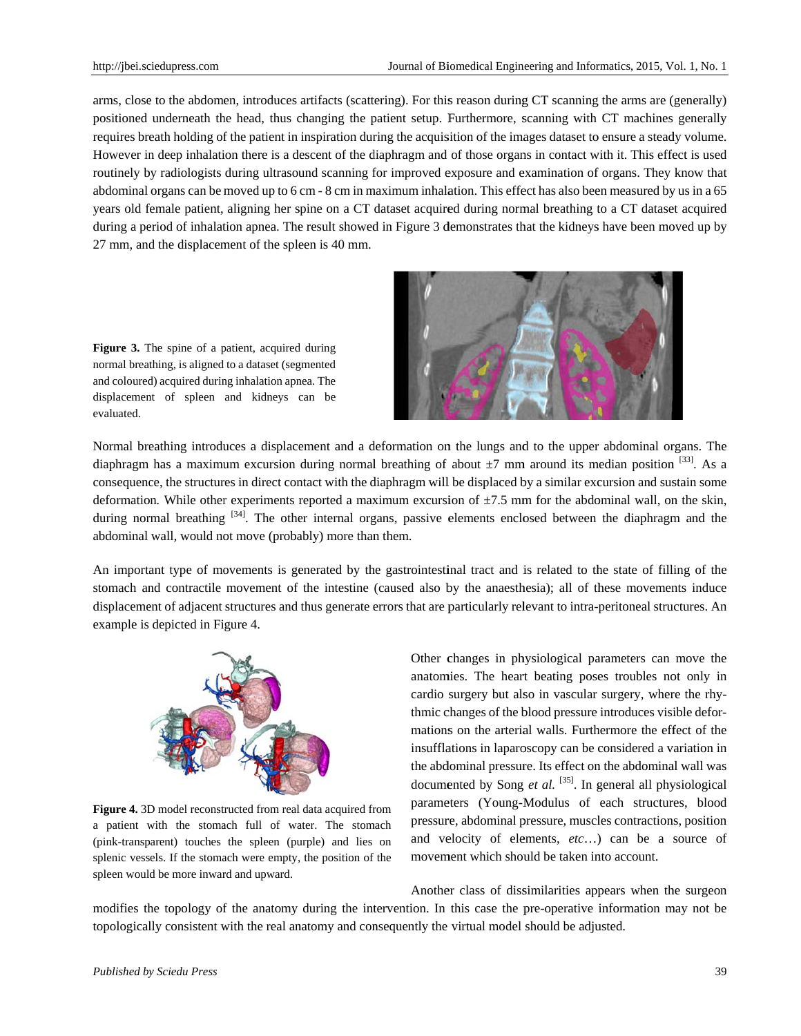arms, close to the abdomen, introduces artifacts (scattering). For this reason during CT scanning the arms are (generally) positioned underneath the head, thus changing the patient setup. Furthermore, scanning with CT machines generally requires breath holding of the patient in inspiration during the acquisition of the images dataset to ensure a steady volume. However in deep inhalation there is a descent of the diaphragm and of those organs in contact with it. This effect is used routinely by radiologists during ultrasound scanning for improved exposure and examination of organs. They know that abdominal organs can be moved up to 6 cm - 8 cm in maximum inhalation. This effect has also been measured by us in a 65 years old female patient, aligning her spine on a CT dataset acquired during normal breathing to a CT dataset acquired during a period of inhalation apnea. The result showed in Figure 3 demonstrates that the kidneys have been moved up by 27 mm, and the displacement of the spleen is 40 mm.

**Figure 3.** The spine of a patient, acquired during normal breathing, is aligned to a dataset (segmented and coloured) acquired during inhalation apnea. The displacement of spleen and kidneys can be evaluated.

Normal breathing introduces a displacement and a deformation on the lungs and to the upper abdominal organs. The diaphragm has a maximum excursion during normal breathing of about ±7 mm around its median position [33]. As a consequence, the structures in direct contact with the diaphragm will be displaced by a similar excursion and sustain some deformation. While other experiments reported a maximum excursion of ±7.5 mm for the abdominal wall, on the skin, during normal breathing [34]. The other internal organs, passive elements enclosed between the diaphragm and the abdominal wall, would not move (probably) more than them.

An important type of movements is generated by the gastrointestinal tract and is related to the state of filling of the stomach and contractile movement of the intestine (caused also by the anaesthesia); all of these movements induce displacement of adjacent structures and thus generate errors that are particularly relevant to intra-peritoneal structures. An example is depicted in Figure 4.

**Figure 4.** 3D model reconstructed from real data acquired from a patient with the stomach full of water. The stomach (pink-transparent) touches the spleen (purple) and lies on splenic vessels. If the stomach were empty, the position of the spleen would be more inward and upward.

Other changes in physiological parameters can move the anatomies. The heart beating poses troubles not only in cardio surgery but also in vascular surgery, where the rhythmic changes of the blood pressure introduces visible deformations on the arterial walls. Furthermore the effect of the insufflations in laparoscopy can be considered a variation in the abdominal pressure. Its effect on the abdominal wall was documented by Song *et al.* [35]. In general all physiological parameters (Young-Modulus of each structures, blood pressure, abdominal pressure, muscles contractions, position and velocity of elements, *etc*…) can be a source of movement which should be taken into account.

Another class of dissimilarities appears when the surgeon modifies the topology of the anatomy during the intervention. In this case the pre-operative information may not be topologically consistent with the real anatomy and consequently the virtual model should be adjusted.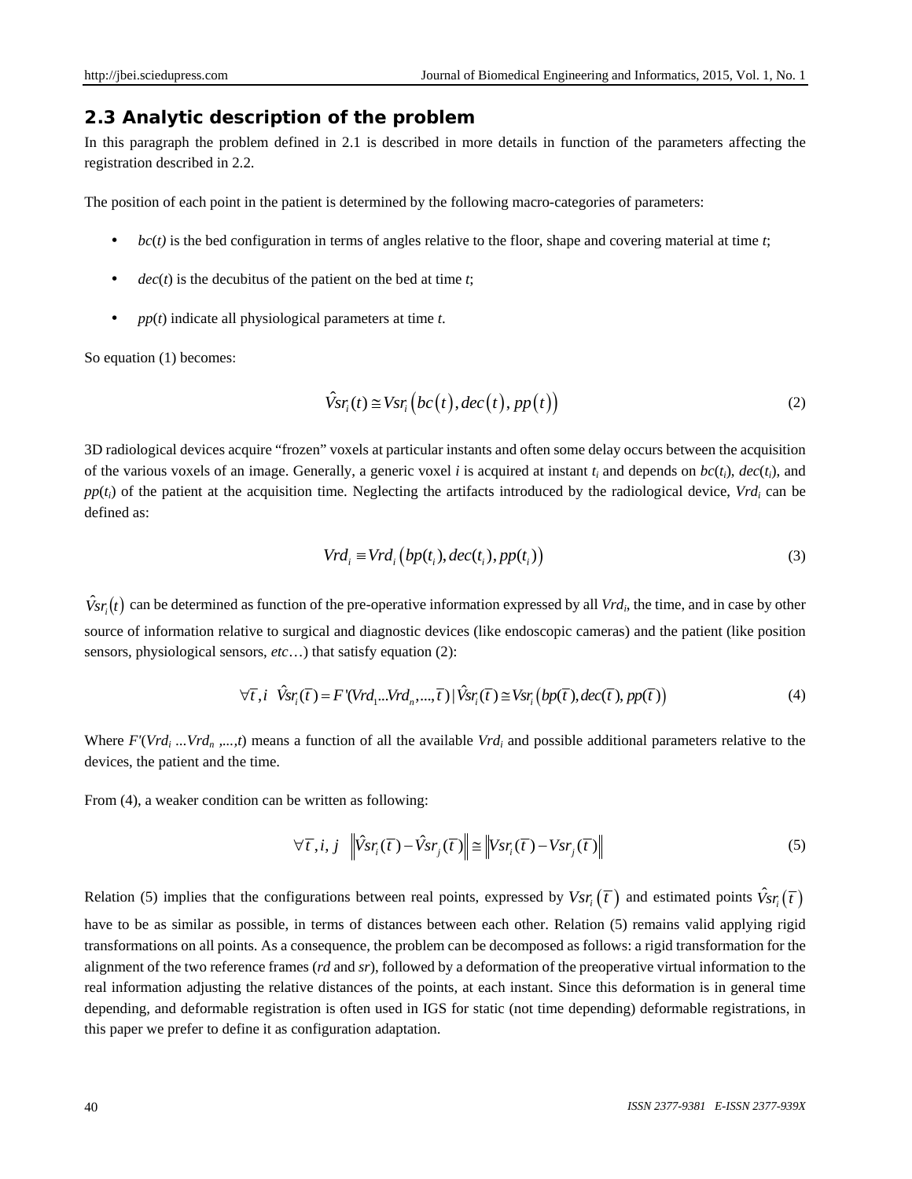## 2.3 Analytic description of the problem

In this paragraph the problem defined in 2.1 is described in more details in function of the parameters affecting the registration described in 2.2.

The position of each point in the patient is determined by the following macro-categories of parameters:

- $bc(t)$ is the bed configuration in terms of angles relative to the floor, shape and covering material at time $t$;
- $dec(t)$ is the decubitus of the patient on the bed at time $t$;
- $pp(t)$ indicate all physiological parameters at time $t$.

So equation (1) becomes:

$$\hat{V}sr_i(t) \cong Vsr_i\left(bc\left(t\right), dec\left(t\right), pp\left(t\right)\right) \tag{2}$$

3D radiological devices acquire "frozen" voxels at particular instants and often some delay occurs between the acquisition of the various voxels of an image. Generally, a generic voxel $i$ is acquired at instant $t_i$ and depends on $bc(t_i)$, $dec(t_i)$, and $pp(t_i)$ of the patient at the acquisition time. Neglecting the artifacts introduced by the radiological device, $Vrd_i$ can be defined as:

$$Vrd_i \equiv Vrd_i\left(bp(t_i), dec(t_i), pp(t_i)\right) \tag{3}$$

$\hat{V}sr_i\left(t\right)$ can be determined as function of the pre-operative information expressed by all $Vrd_i$, the time, and in case by other source of information relative to surgical and diagnostic devices (like endoscopic cameras) and the patient (like position sensors, physiological sensors, *etc*…) that satisfy equation (2):

$$\forall \overline{t}, i \quad \hat{V}sr_i(\overline{t}) = F'(Vrd_1 ... Vrd_n, ..., \overline{t}) \,|\, \hat{V}sr_i(\overline{t}) \cong Vsr_i\left(bp(\overline{t}), dec(\overline{t}), pp(\overline{t})\right) \tag{4}$$

Where $F'(Vrd_i \dots Vrd_n, \dots, t)$ means a function of all the available $Vrd_i$ and possible additional parameters relative to the devices, the patient and the time.

From (4), a weaker condition can be written as following:

$$\forall \overline{t}, i, j \quad \left\|\hat{V}sr_i(\overline{t}) - \hat{V}sr_j(\overline{t})\right\| \cong \left\|Vsr_i(\overline{t}) - Vsr_j(\overline{t})\right\| \tag{5}$$

Relation (5) implies that the configurations between real points, expressed by $Vsr_i\left(\overline{t}\right)$ and estimated points $\hat{V}sr_i\left(\overline{t}\right)$ have to be as similar as possible, in terms of distances between each other. Relation (5) remains valid applying rigid transformations on all points. As a consequence, the problem can be decomposed as follows: a rigid transformation for the alignment of the two reference frames (*rd* and *sr*), followed by a deformation of the preoperative virtual information to the real information adjusting the relative distances of the points, at each instant. Since this deformation is in general time depending, and deformable registration is often used in IGS for static (not time depending) deformable registrations, in this paper we prefer to define it as configuration adaptation.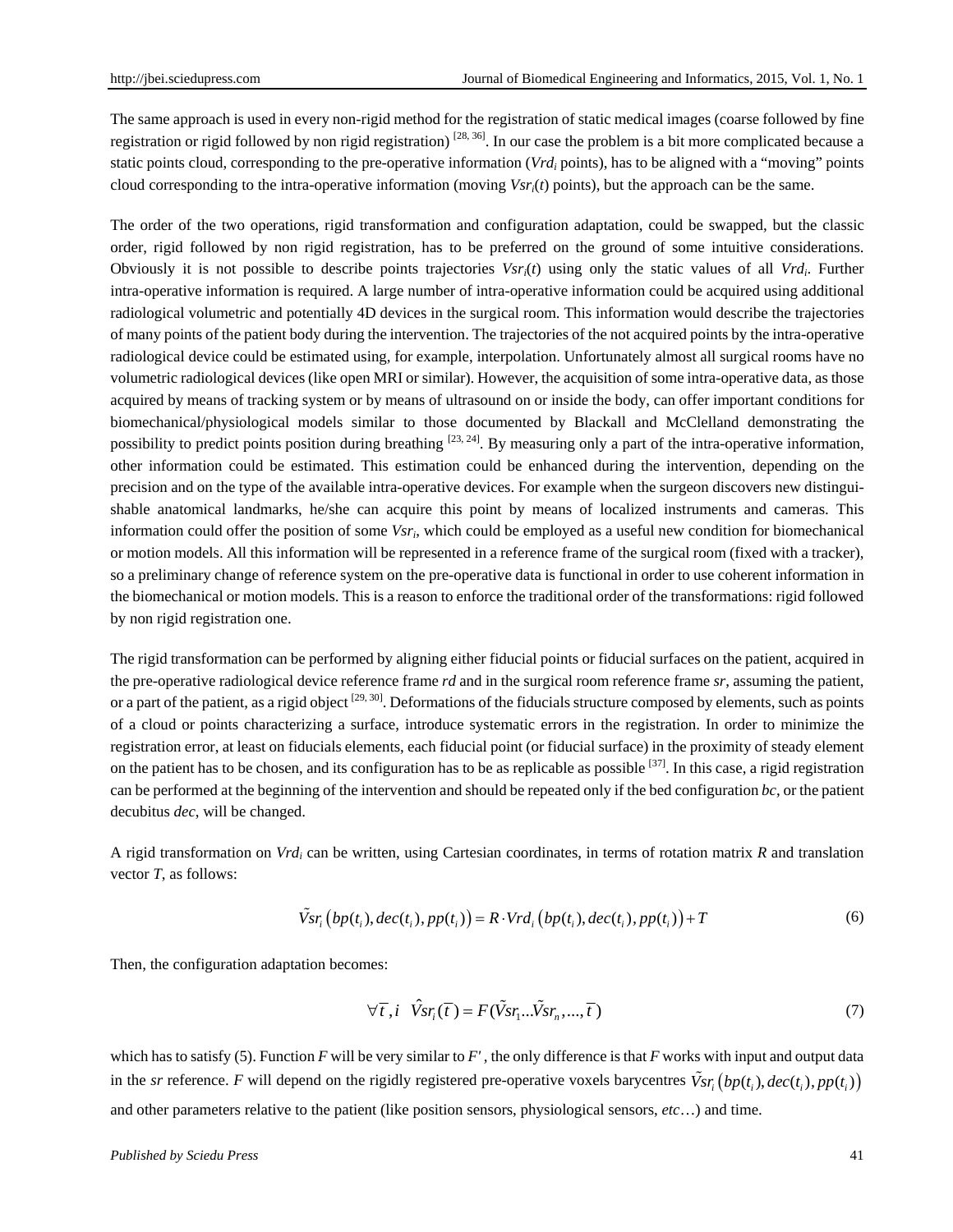The same approach is used in every non-rigid method for the registration of static medical images (coarse followed by fine registration or rigid followed by non rigid registration) [28, 36]. In our case the problem is a bit more complicated because a static points cloud, corresponding to the pre-operative information ($Vrd_i$ points), has to be aligned with a "moving" points cloud corresponding to the intra-operative information (moving $Vsr_i(t)$ points), but the approach can be the same.

The order of the two operations, rigid transformation and configuration adaptation, could be swapped, but the classic order, rigid followed by non rigid registration, has to be preferred on the ground of some intuitive considerations. Obviously it is not possible to describe points trajectories $Vsr_i(t)$ using only the static values of all $Vrd_i$. Further intra-operative information is required. A large number of intra-operative information could be acquired using additional radiological volumetric and potentially 4D devices in the surgical room. This information would describe the trajectories of many points of the patient body during the intervention. The trajectories of the not acquired points by the intra-operative radiological device could be estimated using, for example, interpolation. Unfortunately almost all surgical rooms have no volumetric radiological devices (like open MRI or similar). However, the acquisition of some intra-operative data, as those acquired by means of tracking system or by means of ultrasound on or inside the body, can offer important conditions for biomechanical/physiological models similar to those documented by Blackall and McClelland demonstrating the possibility to predict points position during breathing [23, 24]. By measuring only a part of the intra-operative information, other information could be estimated. This estimation could be enhanced during the intervention, depending on the precision and on the type of the available intra-operative devices. For example when the surgeon discovers new distinguishable anatomical landmarks, he/she can acquire this point by means of localized instruments and cameras. This information could offer the position of some $Vsr_i$, which could be employed as a useful new condition for biomechanical or motion models. All this information will be represented in a reference frame of the surgical room (fixed with a tracker), so a preliminary change of reference system on the pre-operative data is functional in order to use coherent information in the biomechanical or motion models. This is a reason to enforce the traditional order of the transformations: rigid followed by non rigid registration one.

The rigid transformation can be performed by aligning either fiducial points or fiducial surfaces on the patient, acquired in the pre-operative radiological device reference frame *rd* and in the surgical room reference frame *sr*, assuming the patient, or a part of the patient, as a rigid object [29, 30]. Deformations of the fiducials structure composed by elements, such as points of a cloud or points characterizing a surface, introduce systematic errors in the registration. In order to minimize the registration error, at least on fiducials elements, each fiducial point (or fiducial surface) in the proximity of steady element on the patient has to be chosen, and its configuration has to be as replicable as possible [37]. In this case, a rigid registration can be performed at the beginning of the intervention and should be repeated only if the bed configuration *bc*, or the patient decubitus *dec*, will be changed.

A rigid transformation on $Vrd_i$ can be written, using Cartesian coordinates, in terms of rotation matrix $R$ and translation vector $T$, as follows:

$$\tilde{V}sr_i\left(bp(t_i), dec(t_i), pp(t_i)\right) = R \cdot Vrd_i\left(bp(t_i), dec(t_i), pp(t_i)\right) + T \tag{6}$$

Then, the configuration adaptation becomes:

$$\forall \bar{t}, i \quad \hat{V}sr_i(\bar{t}) = F(\tilde{V}sr_1 ... \tilde{V}sr_n, ..., \bar{t}) \tag{7}$$

which has to satisfy (5). Function $F$ will be very similar to $F'$, the only difference is that $F$ works with input and output data in the *sr* reference. $F$ will depend on the rigidly registered pre-operative voxels barycentres $\tilde{V}sr_i\left(bp(t_i), dec(t_i), pp(t_i)\right)$ and other parameters relative to the patient (like position sensors, physiological sensors, *etc*…) and time.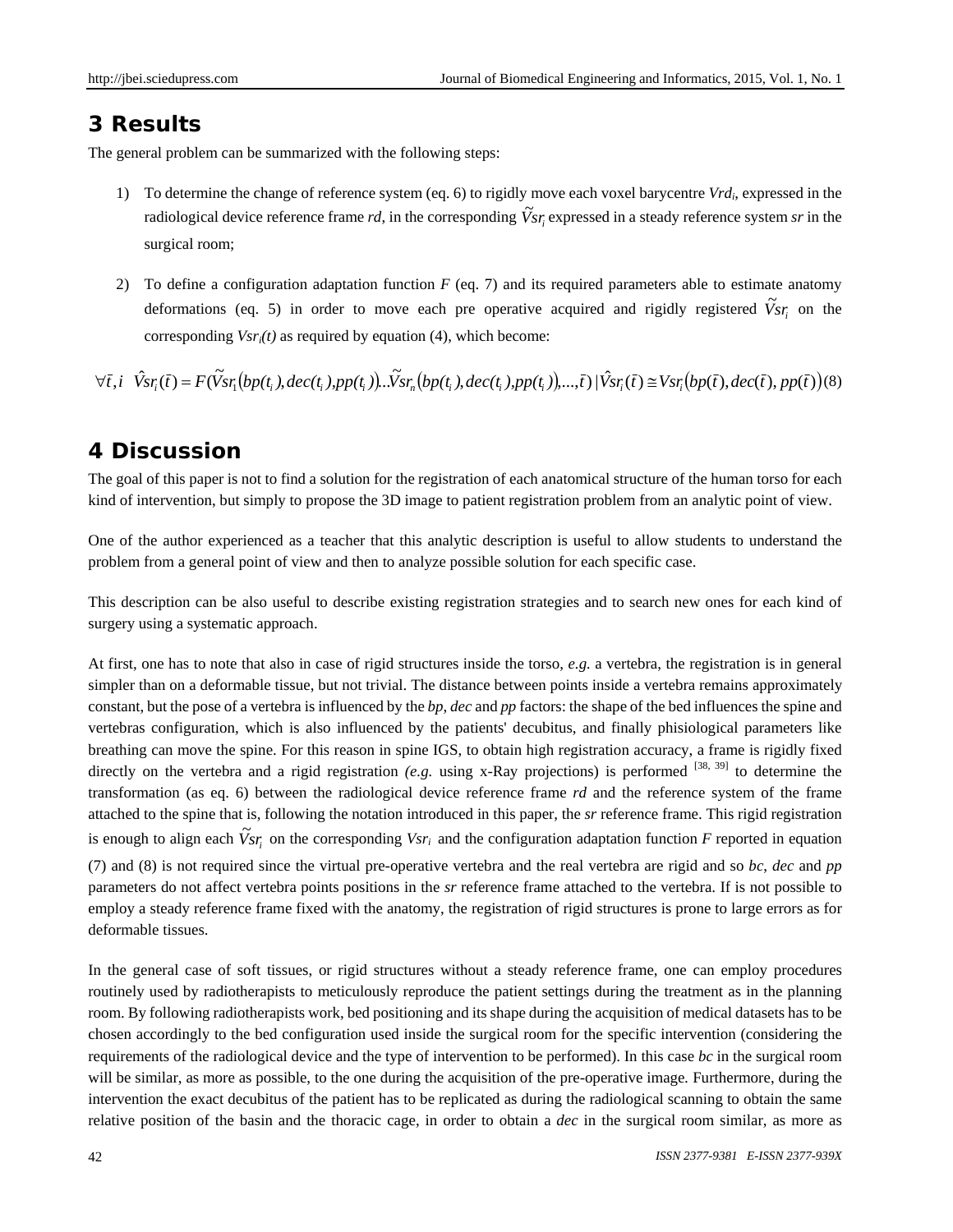## 3 Results

The general problem can be summarized with the following steps:

1) To determine the change of reference system (eq. 6) to rigidly move each voxel barycentre $Vrd_i$, expressed in the radiological device reference frame *rd*, in the corresponding $\tilde{V}sr_i$ expressed in a steady reference system *sr* in the surgical room;

2) To define a configuration adaptation function *F* (eq. 7) and its required parameters able to estimate anatomy deformations (eq. 5) in order to move each pre operative acquired and rigidly registered $\tilde{V}sr_i$ on the corresponding $Vsr_i(t)$ as required by equation (4), which become:

$$\forall \bar{t}, i \quad \hat{V}sr_i(\bar{t}) = F(\tilde{V}sr_1(bp(t_i), dec(t_i), pp(t_i))...\tilde{V}sr_n(bp(t_i), dec(t_i), pp(t_i)),..., \bar{t}) \,|\, \hat{V}sr_i(\bar{t}) \cong Vsr_i(bp(\bar{t}), dec(\bar{t}), pp(\bar{t})) \quad (8)$$

## 4 Discussion

The goal of this paper is not to find a solution for the registration of each anatomical structure of the human torso for each kind of intervention, but simply to propose the 3D image to patient registration problem from an analytic point of view.

One of the author experienced as a teacher that this analytic description is useful to allow students to understand the problem from a general point of view and then to analyze possible solution for each specific case.

This description can be also useful to describe existing registration strategies and to search new ones for each kind of surgery using a systematic approach.

At first, one has to note that also in case of rigid structures inside the torso, *e.g.* a vertebra, the registration is in general simpler than on a deformable tissue, but not trivial. The distance between points inside a vertebra remains approximately constant, but the pose of a vertebra is influenced by the *bp*, *dec* and *pp* factors: the shape of the bed influences the spine and vertebras configuration, which is also influenced by the patients' decubitus, and finally phisiological parameters like breathing can move the spine. For this reason in spine IGS, to obtain high registration accuracy, a frame is rigidly fixed directly on the vertebra and a rigid registration *(e.g.* using x-Ray projections) is performed [38, 39] to determine the transformation (as eq. 6) between the radiological device reference frame *rd* and the reference system of the frame attached to the spine that is, following the notation introduced in this paper, the *sr* reference frame. This rigid registration is enough to align each $\tilde{V}sr_i$ on the corresponding $Vsr_i$ and the configuration adaptation function *F* reported in equation (7) and (8) is not required since the virtual pre-operative vertebra and the real vertebra are rigid and so *bc*, *dec* and *pp* parameters do not affect vertebra points positions in the *sr* reference frame attached to the vertebra. If is not possible to employ a steady reference frame fixed with the anatomy, the registration of rigid structures is prone to large errors as for deformable tissues.

In the general case of soft tissues, or rigid structures without a steady reference frame, one can employ procedures routinely used by radiotherapists to meticulously reproduce the patient settings during the treatment as in the planning room. By following radiotherapists work, bed positioning and its shape during the acquisition of medical datasets has to be chosen accordingly to the bed configuration used inside the surgical room for the specific intervention (considering the requirements of the radiological device and the type of intervention to be performed). In this case *bc* in the surgical room will be similar, as more as possible, to the one during the acquisition of the pre-operative image. Furthermore, during the intervention the exact decubitus of the patient has to be replicated as during the radiological scanning to obtain the same relative position of the basin and the thoracic cage, in order to obtain a *dec* in the surgical room similar, as more as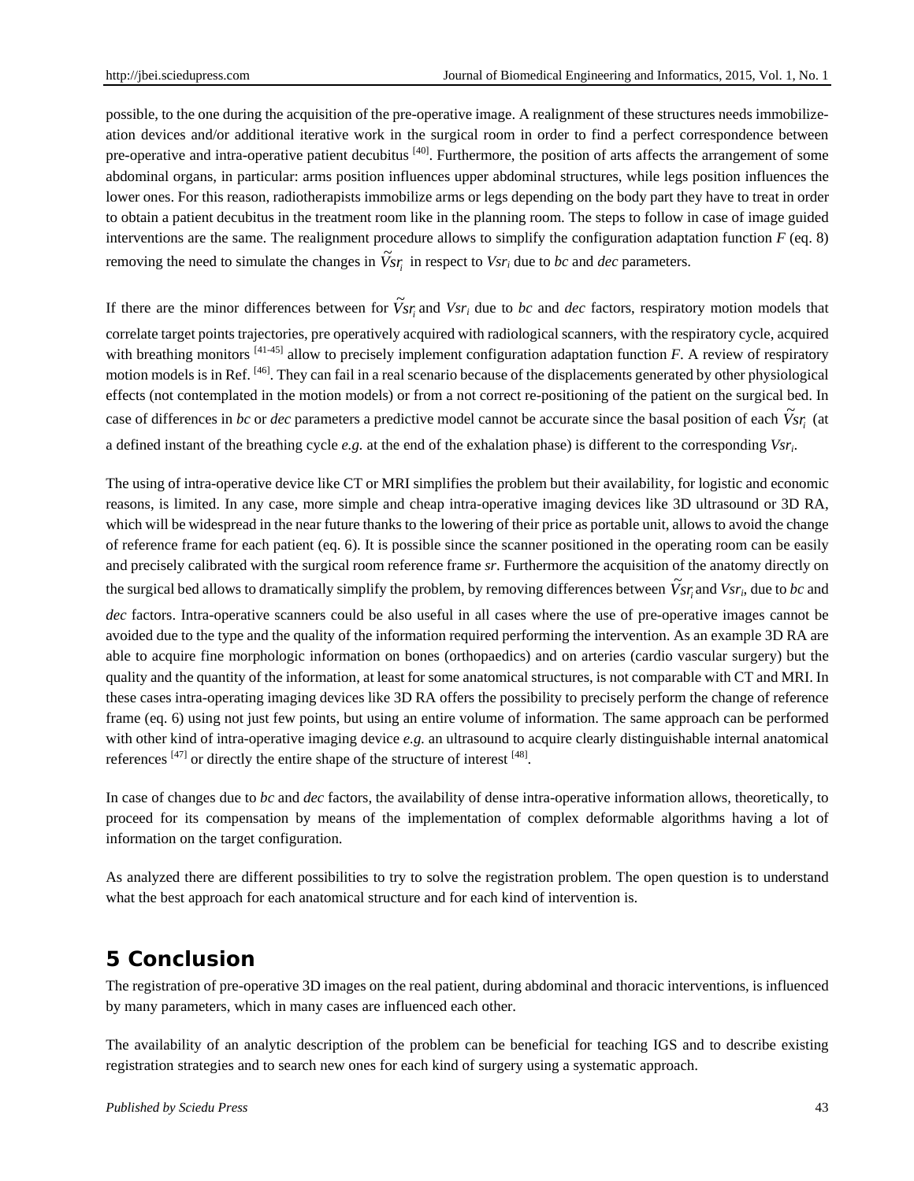possible, to the one during the acquisition of the pre-operative image. A realignment of these structures needs immobilize-ation devices and/or additional iterative work in the surgical room in order to find a perfect correspondence between pre-operative and intra-operative patient decubitus [40]. Furthermore, the position of arts affects the arrangement of some abdominal organs, in particular: arms position influences upper abdominal structures, while legs position influences the lower ones. For this reason, radiotherapists immobilize arms or legs depending on the body part they have to treat in order to obtain a patient decubitus in the treatment room like in the planning room. The steps to follow in case of image guided interventions are the same. The realignment procedure allows to simplify the configuration adaptation function *F* (eq. 8) removing the need to simulate the changes in $\widetilde{Vsr}_i$ in respect to $Vsr_i$ due to *bc* and *dec* parameters.

If there are the minor differences between for $\widetilde{Vsr}_i$ and $Vsr_i$ due to *bc* and *dec* factors, respiratory motion models that correlate target points trajectories, pre operatively acquired with radiological scanners, with the respiratory cycle, acquired with breathing monitors [41-45] allow to precisely implement configuration adaptation function *F*. A review of respiratory motion models is in Ref. [46]. They can fail in a real scenario because of the displacements generated by other physiological effects (not contemplated in the motion models) or from a not correct re-positioning of the patient on the surgical bed. In case of differences in *bc* or *dec* parameters a predictive model cannot be accurate since the basal position of each $\widetilde{Vsr}_i$ (at a defined instant of the breathing cycle *e.g.* at the end of the exhalation phase) is different to the corresponding $Vsr_i$.

The using of intra-operative device like CT or MRI simplifies the problem but their availability, for logistic and economic reasons, is limited. In any case, more simple and cheap intra-operative imaging devices like 3D ultrasound or 3D RA, which will be widespread in the near future thanks to the lowering of their price as portable unit, allows to avoid the change of reference frame for each patient (eq. 6). It is possible since the scanner positioned in the operating room can be easily and precisely calibrated with the surgical room reference frame *sr*. Furthermore the acquisition of the anatomy directly on the surgical bed allows to dramatically simplify the problem, by removing differences between $\widetilde{Vsr}_i$ and $Vsr_i$, due to *bc* and *dec* factors. Intra-operative scanners could be also useful in all cases where the use of pre-operative images cannot be avoided due to the type and the quality of the information required performing the intervention. As an example 3D RA are able to acquire fine morphologic information on bones (orthopaedics) and on arteries (cardio vascular surgery) but the quality and the quantity of the information, at least for some anatomical structures, is not comparable with CT and MRI. In these cases intra-operating imaging devices like 3D RA offers the possibility to precisely perform the change of reference frame (eq. 6) using not just few points, but using an entire volume of information. The same approach can be performed with other kind of intra-operative imaging device *e.g.* an ultrasound to acquire clearly distinguishable internal anatomical references [47] or directly the entire shape of the structure of interest [48].

In case of changes due to *bc* and *dec* factors, the availability of dense intra-operative information allows, theoretically, to proceed for its compensation by means of the implementation of complex deformable algorithms having a lot of information on the target configuration.

As analyzed there are different possibilities to try to solve the registration problem. The open question is to understand what the best approach for each anatomical structure and for each kind of intervention is.

## 5 Conclusion

The registration of pre-operative 3D images on the real patient, during abdominal and thoracic interventions, is influenced by many parameters, which in many cases are influenced each other.

The availability of an analytic description of the problem can be beneficial for teaching IGS and to describe existing registration strategies and to search new ones for each kind of surgery using a systematic approach.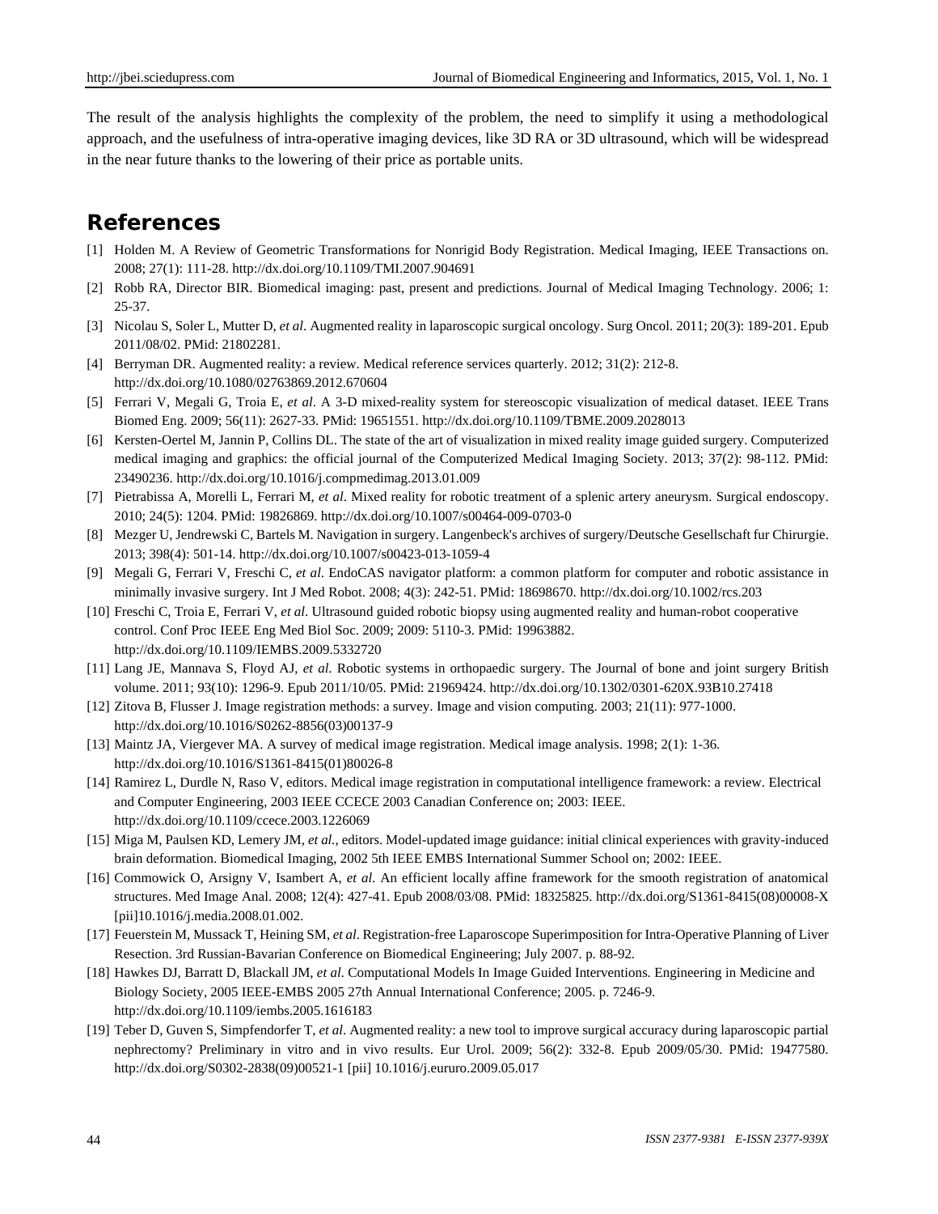The result of the analysis highlights the complexity of the problem, the need to simplify it using a methodological approach, and the usefulness of intra-operative imaging devices, like 3D RA or 3D ultrasound, which will be widespread in the near future thanks to the lowering of their price as portable units.

## References

[1] Holden M. A Review of Geometric Transformations for Nonrigid Body Registration. Medical Imaging, IEEE Transactions on. 2008; 27(1): 111-28. http://dx.doi.org/10.1109/TMI.2007.904691

[2] Robb RA, Director BIR. Biomedical imaging: past, present and predictions. Journal of Medical Imaging Technology. 2006; 1: 25-37.

[3] Nicolau S, Soler L, Mutter D, *et al*. Augmented reality in laparoscopic surgical oncology. Surg Oncol. 2011; 20(3): 189-201. Epub 2011/08/02. PMid: 21802281.

[4] Berryman DR. Augmented reality: a review. Medical reference services quarterly. 2012; 31(2): 212-8. http://dx.doi.org/10.1080/02763869.2012.670604

[5] Ferrari V, Megali G, Troia E, *et al*. A 3-D mixed-reality system for stereoscopic visualization of medical dataset. IEEE Trans Biomed Eng. 2009; 56(11): 2627-33. PMid: 19651551. http://dx.doi.org/10.1109/TBME.2009.2028013

[6] Kersten-Oertel M, Jannin P, Collins DL. The state of the art of visualization in mixed reality image guided surgery. Computerized medical imaging and graphics: the official journal of the Computerized Medical Imaging Society. 2013; 37(2): 98-112. PMid: 23490236. http://dx.doi.org/10.1016/j.compmedimag.2013.01.009

[7] Pietrabissa A, Morelli L, Ferrari M, *et al*. Mixed reality for robotic treatment of a splenic artery aneurysm. Surgical endoscopy. 2010; 24(5): 1204. PMid: 19826869. http://dx.doi.org/10.1007/s00464-009-0703-0

[8] Mezger U, Jendrewski C, Bartels M. Navigation in surgery. Langenbeck's archives of surgery/Deutsche Gesellschaft fur Chirurgie. 2013; 398(4): 501-14. http://dx.doi.org/10.1007/s00423-013-1059-4

[9] Megali G, Ferrari V, Freschi C, *et al*. EndoCAS navigator platform: a common platform for computer and robotic assistance in minimally invasive surgery. Int J Med Robot. 2008; 4(3): 242-51. PMid: 18698670. http://dx.doi.org/10.1002/rcs.203

[10] Freschi C, Troia E, Ferrari V, *et al*. Ultrasound guided robotic biopsy using augmented reality and human-robot cooperative control. Conf Proc IEEE Eng Med Biol Soc. 2009; 2009: 5110-3. PMid: 19963882. http://dx.doi.org/10.1109/IEMBS.2009.5332720

[11] Lang JE, Mannava S, Floyd AJ, *et al*. Robotic systems in orthopaedic surgery. The Journal of bone and joint surgery British volume. 2011; 93(10): 1296-9. Epub 2011/10/05. PMid: 21969424. http://dx.doi.org/10.1302/0301-620X.93B10.27418

[12] Zitova B, Flusser J. Image registration methods: a survey. Image and vision computing. 2003; 21(11): 977-1000. http://dx.doi.org/10.1016/S0262-8856(03)00137-9

[13] Maintz JA, Viergever MA. A survey of medical image registration. Medical image analysis. 1998; 2(1): 1-36. http://dx.doi.org/10.1016/S1361-8415(01)80026-8

[14] Ramirez L, Durdle N, Raso V, editors. Medical image registration in computational intelligence framework: a review. Electrical and Computer Engineering, 2003 IEEE CCECE 2003 Canadian Conference on; 2003: IEEE. http://dx.doi.org/10.1109/ccece.2003.1226069

[15] Miga M, Paulsen KD, Lemery JM, *et al.*, editors. Model-updated image guidance: initial clinical experiences with gravity-induced brain deformation. Biomedical Imaging, 2002 5th IEEE EMBS International Summer School on; 2002: IEEE.

[16] Commowick O, Arsigny V, Isambert A, *et al*. An efficient locally affine framework for the smooth registration of anatomical structures. Med Image Anal. 2008; 12(4): 427-41. Epub 2008/03/08. PMid: 18325825. http://dx.doi.org/S1361-8415(08)00008-X [pii]10.1016/j.media.2008.01.002.

[17] Feuerstein M, Mussack T, Heining SM, *et al*. Registration-free Laparoscope Superimposition for Intra-Operative Planning of Liver Resection. 3rd Russian-Bavarian Conference on Biomedical Engineering; July 2007. p. 88-92.

[18] Hawkes DJ, Barratt D, Blackall JM, *et al*. Computational Models In Image Guided Interventions. Engineering in Medicine and Biology Society, 2005 IEEE-EMBS 2005 27th Annual International Conference; 2005. p. 7246-9. http://dx.doi.org/10.1109/iembs.2005.1616183

[19] Teber D, Guven S, Simpfendorfer T, *et al*. Augmented reality: a new tool to improve surgical accuracy during laparoscopic partial nephrectomy? Preliminary in vitro and in vivo results. Eur Urol. 2009; 56(2): 332-8. Epub 2009/05/30. PMid: 19477580. http://dx.doi.org/S0302-2838(09)00521-1 [pii] 10.1016/j.eururo.2009.05.017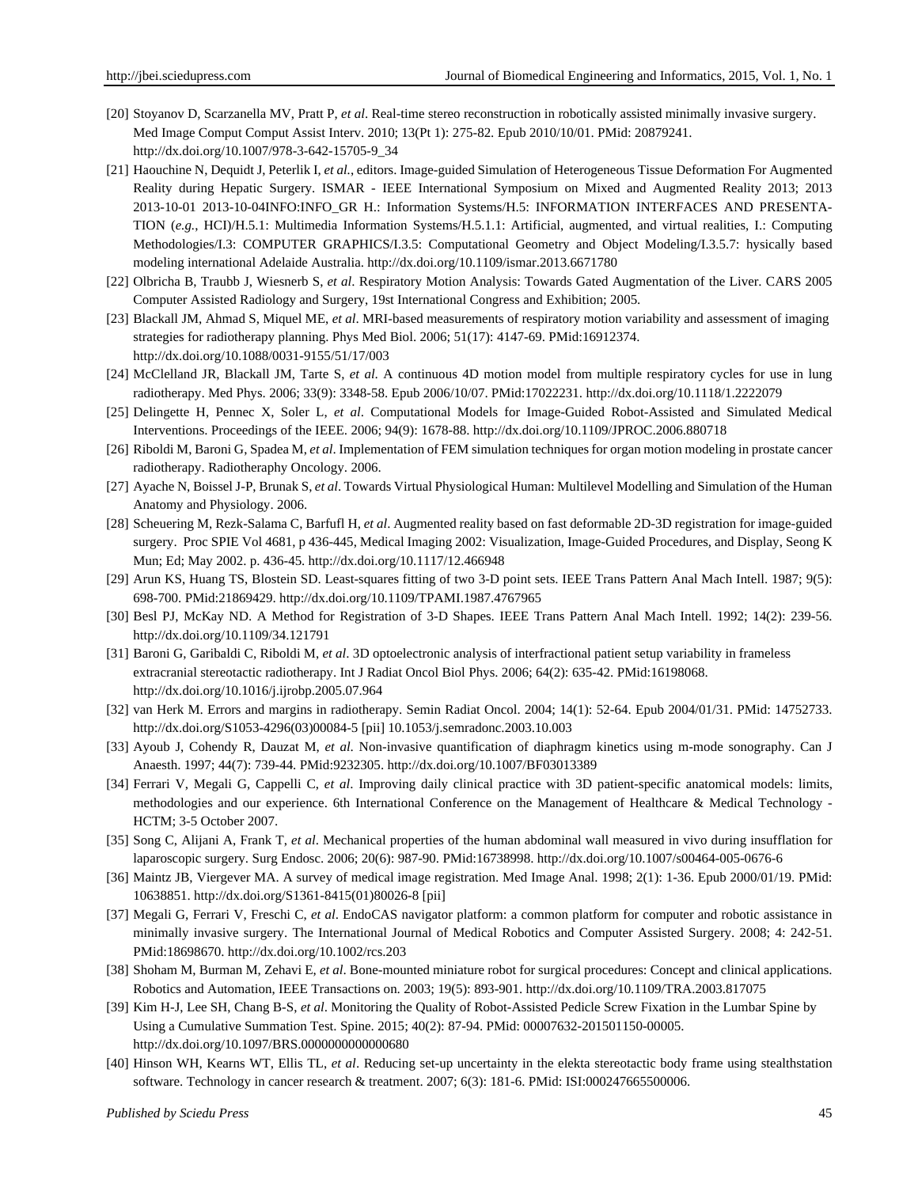[20] Stoyanov D, Scarzanella MV, Pratt P, *et al*. Real-time stereo reconstruction in robotically assisted minimally invasive surgery. Med Image Comput Comput Assist Interv. 2010; 13(Pt 1): 275-82. Epub 2010/10/01. PMid: 20879241. http://dx.doi.org/10.1007/978-3-642-15705-9_34

[21] Haouchine N, Dequidt J, Peterlik I, *et al.*, editors. Image-guided Simulation of Heterogeneous Tissue Deformation For Augmented Reality during Hepatic Surgery. ISMAR - IEEE International Symposium on Mixed and Augmented Reality 2013; 2013 2013-10-01 2013-10-04INFO:INFO_GR H.: Information Systems/H.5: INFORMATION INTERFACES AND PRESENTATION (*e.g.*, HCI)/H.5.1: Multimedia Information Systems/H.5.1.1: Artificial, augmented, and virtual realities, I.: Computing Methodologies/I.3: COMPUTER GRAPHICS/I.3.5: Computational Geometry and Object Modeling/I.3.5.7: hysically based modeling international Adelaide Australia. http://dx.doi.org/10.1109/ismar.2013.6671780

[22] Olbricha B, Traubb J, Wiesnerb S, *et al*. Respiratory Motion Analysis: Towards Gated Augmentation of the Liver. CARS 2005 Computer Assisted Radiology and Surgery, 19st International Congress and Exhibition; 2005.

[23] Blackall JM, Ahmad S, Miquel ME, *et al*. MRI-based measurements of respiratory motion variability and assessment of imaging strategies for radiotherapy planning. Phys Med Biol. 2006; 51(17): 4147-69. PMid:16912374. http://dx.doi.org/10.1088/0031-9155/51/17/003

[24] McClelland JR, Blackall JM, Tarte S, *et al*. A continuous 4D motion model from multiple respiratory cycles for use in lung radiotherapy. Med Phys. 2006; 33(9): 3348-58. Epub 2006/10/07. PMid:17022231. http://dx.doi.org/10.1118/1.2222079

[25] Delingette H, Pennec X, Soler L, *et al*. Computational Models for Image-Guided Robot-Assisted and Simulated Medical Interventions. Proceedings of the IEEE. 2006; 94(9): 1678-88. http://dx.doi.org/10.1109/JPROC.2006.880718

[26] Riboldi M, Baroni G, Spadea M, *et al*. Implementation of FEM simulation techniques for organ motion modeling in prostate cancer radiotherapy. Radiotheraphy Oncology. 2006.

[27] Ayache N, Boissel J-P, Brunak S, *et al*. Towards Virtual Physiological Human: Multilevel Modelling and Simulation of the Human Anatomy and Physiology. 2006.

[28] Scheuering M, Rezk-Salama C, Barfufl H, *et al*. Augmented reality based on fast deformable 2D-3D registration for image-guided surgery. Proc SPIE Vol 4681, p 436-445, Medical Imaging 2002: Visualization, Image-Guided Procedures, and Display, Seong K Mun; Ed; May 2002. p. 436-45. http://dx.doi.org/10.1117/12.466948

[29] Arun KS, Huang TS, Blostein SD. Least-squares fitting of two 3-D point sets. IEEE Trans Pattern Anal Mach Intell. 1987; 9(5): 698-700. PMid:21869429. http://dx.doi.org/10.1109/TPAMI.1987.4767965

[30] Besl PJ, McKay ND. A Method for Registration of 3-D Shapes. IEEE Trans Pattern Anal Mach Intell. 1992; 14(2): 239-56. http://dx.doi.org/10.1109/34.121791

[31] Baroni G, Garibaldi C, Riboldi M, *et al*. 3D optoelectronic analysis of interfractional patient setup variability in frameless extracranial stereotactic radiotherapy. Int J Radiat Oncol Biol Phys. 2006; 64(2): 635-42. PMid:16198068. http://dx.doi.org/10.1016/j.ijrobp.2005.07.964

[32] van Herk M. Errors and margins in radiotherapy. Semin Radiat Oncol. 2004; 14(1): 52-64. Epub 2004/01/31. PMid: 14752733. http://dx.doi.org/S1053-4296(03)00084-5 [pii] 10.1053/j.semradonc.2003.10.003

[33] Ayoub J, Cohendy R, Dauzat M, *et al*. Non-invasive quantification of diaphragm kinetics using m-mode sonography. Can J Anaesth. 1997; 44(7): 739-44. PMid:9232305. http://dx.doi.org/10.1007/BF03013389

[34] Ferrari V, Megali G, Cappelli C, *et al*. Improving daily clinical practice with 3D patient-specific anatomical models: limits, methodologies and our experience. 6th International Conference on the Management of Healthcare & Medical Technology - HCTM; 3-5 October 2007.

[35] Song C, Alijani A, Frank T, *et al*. Mechanical properties of the human abdominal wall measured in vivo during insufflation for laparoscopic surgery. Surg Endosc. 2006; 20(6): 987-90. PMid:16738998. http://dx.doi.org/10.1007/s00464-005-0676-6

[36] Maintz JB, Viergever MA. A survey of medical image registration. Med Image Anal. 1998; 2(1): 1-36. Epub 2000/01/19. PMid: 10638851. http://dx.doi.org/S1361-8415(01)80026-8 [pii]

[37] Megali G, Ferrari V, Freschi C, *et al*. EndoCAS navigator platform: a common platform for computer and robotic assistance in minimally invasive surgery. The International Journal of Medical Robotics and Computer Assisted Surgery. 2008; 4: 242-51. PMid:18698670. http://dx.doi.org/10.1002/rcs.203

[38] Shoham M, Burman M, Zehavi E, *et al*. Bone-mounted miniature robot for surgical procedures: Concept and clinical applications. Robotics and Automation, IEEE Transactions on. 2003; 19(5): 893-901. http://dx.doi.org/10.1109/TRA.2003.817075

[39] Kim H-J, Lee SH, Chang B-S, *et al*. Monitoring the Quality of Robot-Assisted Pedicle Screw Fixation in the Lumbar Spine by Using a Cumulative Summation Test. Spine. 2015; 40(2): 87-94. PMid: 00007632-201501150-00005. http://dx.doi.org/10.1097/BRS.0000000000000680

[40] Hinson WH, Kearns WT, Ellis TL, *et al*. Reducing set-up uncertainty in the elekta stereotactic body frame using stealthstation software. Technology in cancer research & treatment. 2007; 6(3): 181-6. PMid: ISI:000247665500006.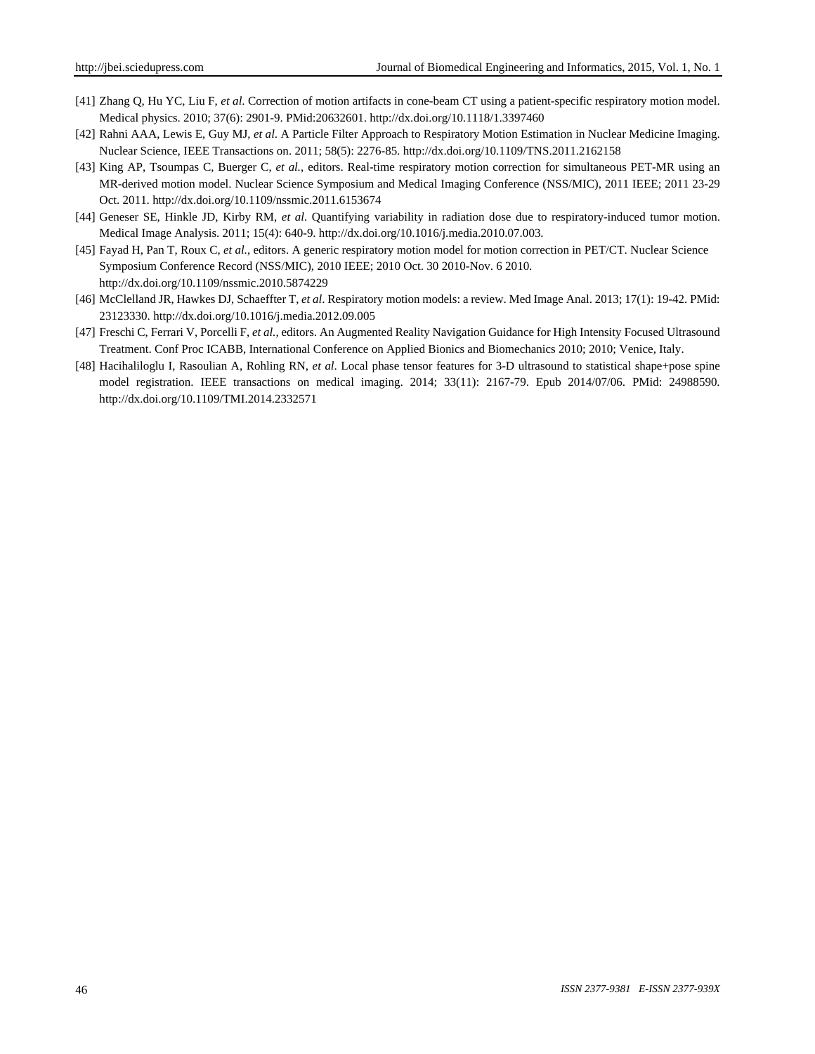[41] Zhang Q, Hu YC, Liu F, *et al*. Correction of motion artifacts in cone-beam CT using a patient-specific respiratory motion model. Medical physics. 2010; 37(6): 2901-9. PMid:20632601. http://dx.doi.org/10.1118/1.3397460

[42] Rahni AAA, Lewis E, Guy MJ, *et al*. A Particle Filter Approach to Respiratory Motion Estimation in Nuclear Medicine Imaging. Nuclear Science, IEEE Transactions on. 2011; 58(5): 2276-85. http://dx.doi.org/10.1109/TNS.2011.2162158

[43] King AP, Tsoumpas C, Buerger C, *et al.*, editors. Real-time respiratory motion correction for simultaneous PET-MR using an MR-derived motion model. Nuclear Science Symposium and Medical Imaging Conference (NSS/MIC), 2011 IEEE; 2011 23-29 Oct. 2011. http://dx.doi.org/10.1109/nssmic.2011.6153674

[44] Geneser SE, Hinkle JD, Kirby RM, *et al*. Quantifying variability in radiation dose due to respiratory-induced tumor motion. Medical Image Analysis. 2011; 15(4): 640-9. http://dx.doi.org/10.1016/j.media.2010.07.003.

[45] Fayad H, Pan T, Roux C, *et al.*, editors. A generic respiratory motion model for motion correction in PET/CT. Nuclear Science Symposium Conference Record (NSS/MIC), 2010 IEEE; 2010 Oct. 30 2010-Nov. 6 2010. http://dx.doi.org/10.1109/nssmic.2010.5874229

[46] McClelland JR, Hawkes DJ, Schaeffter T, *et al*. Respiratory motion models: a review. Med Image Anal. 2013; 17(1): 19-42. PMid: 23123330. http://dx.doi.org/10.1016/j.media.2012.09.005

[47] Freschi C, Ferrari V, Porcelli F, *et al.*, editors. An Augmented Reality Navigation Guidance for High Intensity Focused Ultrasound Treatment. Conf Proc ICABB, International Conference on Applied Bionics and Biomechanics 2010; 2010; Venice, Italy.

[48] Hacihaliloglu I, Rasoulian A, Rohling RN, *et al*. Local phase tensor features for 3-D ultrasound to statistical shape+pose spine model registration. IEEE transactions on medical imaging. 2014; 33(11): 2167-79. Epub 2014/07/06. PMid: 24988590. http://dx.doi.org/10.1109/TMI.2014.2332571